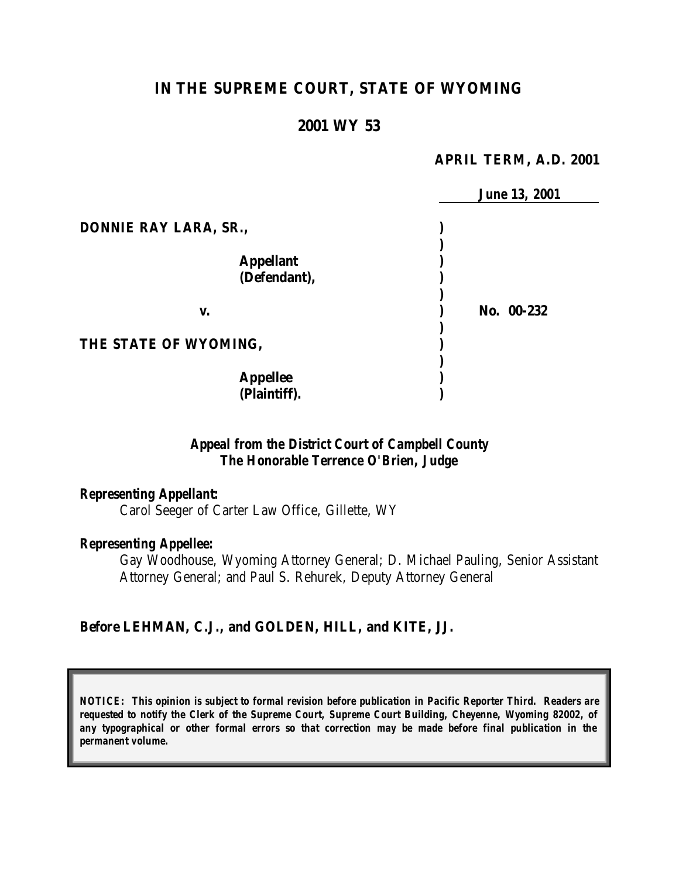# IN THE SUPREME COURT, STATE OF WYOMING

## 2001 WY 53

**APRIL TERM, A.D. 2001**

**June 13, 2001**

| | | |
|---|---|---|
| **DONNIE RAY LARA, SR.,** | ) | |
| | ) | |
| **Appellant (Defendant),** | ) | |
| | ) | |
| **v.** | ) | **No. 00-232** |
| | ) | |
| **THE STATE OF WYOMING,** | ) | |
| | ) | |
| **Appellee (Plaintiff).** | ) | |

***Appeal from the District Court of Campbell County***
***The Honorable Terrence O'Brien, Judge***

***Representing Appellant:***
Carol Seeger of Carter Law Office, Gillette, WY

***Representing Appellee:***
Gay Woodhouse, Wyoming Attorney General; D. Michael Pauling, Senior Assistant Attorney General; and Paul S. Rehurek, Deputy Attorney General

***Before LEHMAN, C.J., and GOLDEN, HILL, and KITE, JJ.***

***NOTICE: This opinion is subject to formal revision before publication in Pacific Reporter Third. Readers are requested to notify the Clerk of the Supreme Court, Supreme Court Building, Cheyenne, Wyoming 82002, of any typographical or other formal errors so that correction may be made before final publication in the permanent volume.***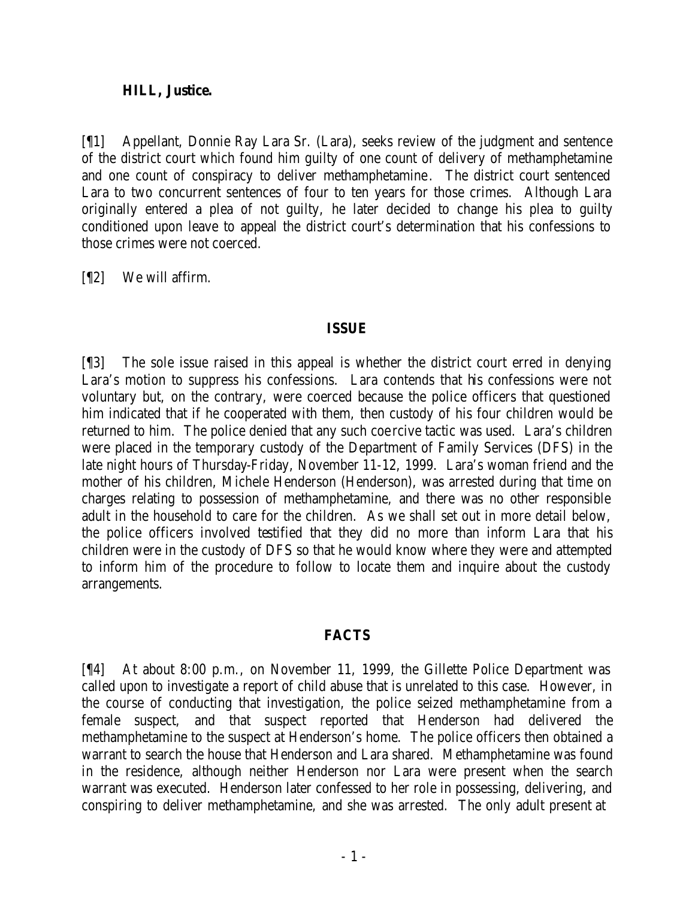**HILL, Justice.**

[¶1] Appellant, Donnie Ray Lara Sr. (Lara), seeks review of the judgment and sentence of the district court which found him guilty of one count of delivery of methamphetamine and one count of conspiracy to deliver methamphetamine. The district court sentenced Lara to two concurrent sentences of four to ten years for those crimes. Although Lara originally entered a plea of not guilty, he later decided to change his plea to guilty conditioned upon leave to appeal the district court's determination that his confessions to those crimes were not coerced.

[¶2] We will affirm.

## ISSUE

[¶3] The sole issue raised in this appeal is whether the district court erred in denying Lara's motion to suppress his confessions. Lara contends that his confessions were not voluntary but, on the contrary, were coerced because the police officers that questioned him indicated that if he cooperated with them, then custody of his four children would be returned to him. The police denied that any such coercive tactic was used. Lara's children were placed in the temporary custody of the Department of Family Services (DFS) in the late night hours of Thursday-Friday, November 11-12, 1999. Lara's woman friend and the mother of his children, Michele Henderson (Henderson), was arrested during that time on charges relating to possession of methamphetamine, and there was no other responsible adult in the household to care for the children. As we shall set out in more detail below, the police officers involved testified that they did no more than inform Lara that his children were in the custody of DFS so that he would know where they were and attempted to inform him of the procedure to follow to locate them and inquire about the custody arrangements.

## FACTS

[¶4] At about 8:00 p.m., on November 11, 1999, the Gillette Police Department was called upon to investigate a report of child abuse that is unrelated to this case. However, in the course of conducting that investigation, the police seized methamphetamine from a female suspect, and that suspect reported that Henderson had delivered the methamphetamine to the suspect at Henderson's home. The police officers then obtained a warrant to search the house that Henderson and Lara shared. Methamphetamine was found in the residence, although neither Henderson nor Lara were present when the search warrant was executed. Henderson later confessed to her role in possessing, delivering, and conspiring to deliver methamphetamine, and she was arrested. The only adult present at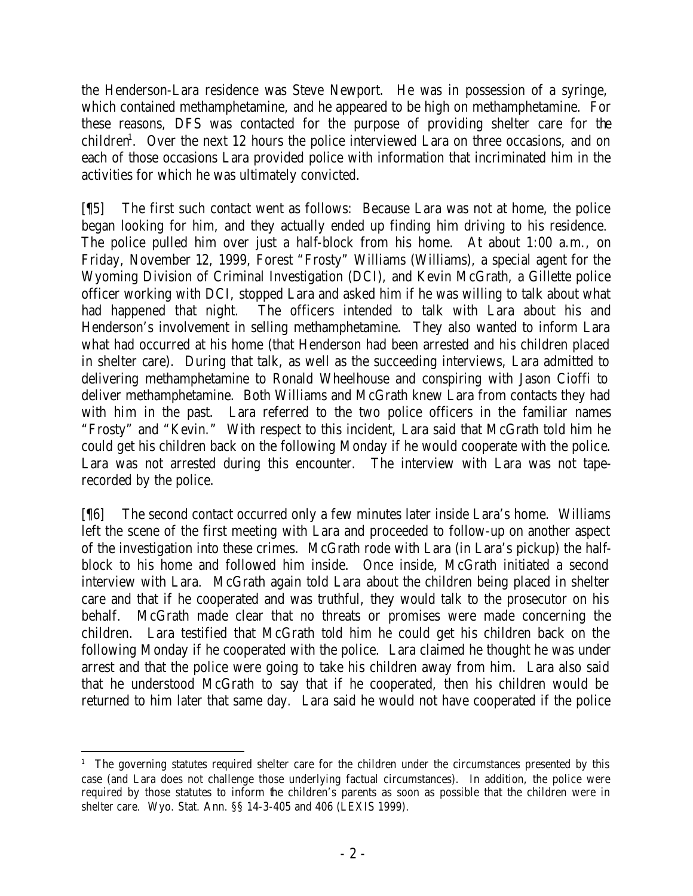the Henderson-Lara residence was Steve Newport. He was in possession of a syringe, which contained methamphetamine, and he appeared to be high on methamphetamine. For these reasons, DFS was contacted for the purpose of providing shelter care for the children[1]. Over the next 12 hours the police interviewed Lara on three occasions, and on each of those occasions Lara provided police with information that incriminated him in the activities for which he was ultimately convicted.

[¶5] The first such contact went as follows: Because Lara was not at home, the police began looking for him, and they actually ended up finding him driving to his residence. The police pulled him over just a half-block from his home. At about 1:00 a.m., on Friday, November 12, 1999, Forest "Frosty" Williams (Williams), a special agent for the Wyoming Division of Criminal Investigation (DCI), and Kevin McGrath, a Gillette police officer working with DCI, stopped Lara and asked him if he was willing to talk about what had happened that night. The officers intended to talk with Lara about his and Henderson's involvement in selling methamphetamine. They also wanted to inform Lara what had occurred at his home (that Henderson had been arrested and his children placed in shelter care). During that talk, as well as the succeeding interviews, Lara admitted to delivering methamphetamine to Ronald Wheelhouse and conspiring with Jason Cioffi to deliver methamphetamine. Both Williams and McGrath knew Lara from contacts they had with him in the past. Lara referred to the two police officers in the familiar names "Frosty" and "Kevin." With respect to this incident, Lara said that McGrath told him he could get his children back on the following Monday if he would cooperate with the police. Lara was not arrested during this encounter. The interview with Lara was not tape-recorded by the police.

[¶6] The second contact occurred only a few minutes later inside Lara's home. Williams left the scene of the first meeting with Lara and proceeded to follow-up on another aspect of the investigation into these crimes. McGrath rode with Lara (in Lara's pickup) the half-block to his home and followed him inside. Once inside, McGrath initiated a second interview with Lara. McGrath again told Lara about the children being placed in shelter care and that if he cooperated and was truthful, they would talk to the prosecutor on his behalf. McGrath made clear that no threats or promises were made concerning the children. Lara testified that McGrath told him he could get his children back on the following Monday if he cooperated with the police. Lara claimed he thought he was under arrest and that the police were going to take his children away from him. Lara also said that he understood McGrath to say that if he cooperated, then his children would be returned to him later that same day. Lara said he would not have cooperated if the police

---

[1] The governing statutes required shelter care for the children under the circumstances presented by this case (and Lara does not challenge those underlying factual circumstances). In addition, the police were required by those statutes to inform the children's parents as soon as possible that the children were in shelter care. Wyo. Stat. Ann. §§ 14-3-405 and 406 (LEXIS 1999).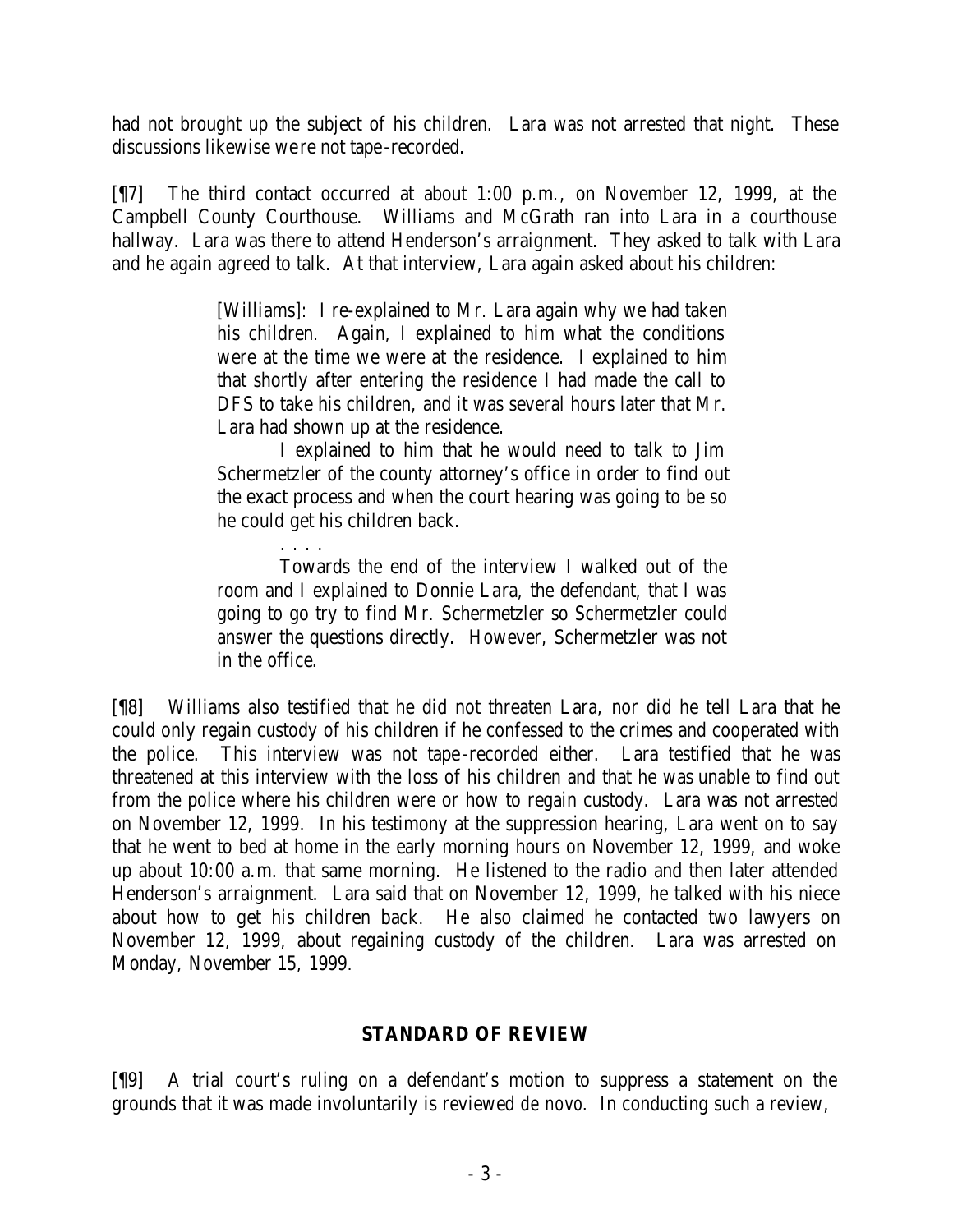had not brought up the subject of his children. Lara was not arrested that night. These discussions likewise were not tape-recorded.

[¶7] The third contact occurred at about 1:00 p.m., on November 12, 1999, at the Campbell County Courthouse. Williams and McGrath ran into Lara in a courthouse hallway. Lara was there to attend Henderson's arraignment. They asked to talk with Lara and he again agreed to talk. At that interview, Lara again asked about his children:

> [Williams]: I re-explained to Mr. Lara again why we had taken his children. Again, I explained to him what the conditions were at the time we were at the residence. I explained to him that shortly after entering the residence I had made the call to DFS to take his children, and it was several hours later that Mr. Lara had shown up at the residence.
>
> I explained to him that he would need to talk to Jim Schermetzler of the county attorney's office in order to find out the exact process and when the court hearing was going to be so he could get his children back.
>
> . . . .
>
> Towards the end of the interview I walked out of the room and I explained to Donnie Lara, the defendant, that I was going to go try to find Mr. Schermetzler so Schermetzler could answer the questions directly. However, Schermetzler was not in the office.

[¶8] Williams also testified that he did not threaten Lara, nor did he tell Lara that he could only regain custody of his children if he confessed to the crimes and cooperated with the police. This interview was not tape-recorded either. Lara testified that he was threatened at this interview with the loss of his children and that he was unable to find out from the police where his children were or how to regain custody. Lara was not arrested on November 12, 1999. In his testimony at the suppression hearing, Lara went on to say that he went to bed at home in the early morning hours on November 12, 1999, and woke up about 10:00 a.m. that same morning. He listened to the radio and then later attended Henderson's arraignment. Lara said that on November 12, 1999, he talked with his niece about how to get his children back. He also claimed he contacted two lawyers on November 12, 1999, about regaining custody of the children. Lara was arrested on Monday, November 15, 1999.

## STANDARD OF REVIEW

[¶9] A trial court's ruling on a defendant's motion to suppress a statement on the grounds that it was made involuntarily is reviewed *de novo*. In conducting such a review,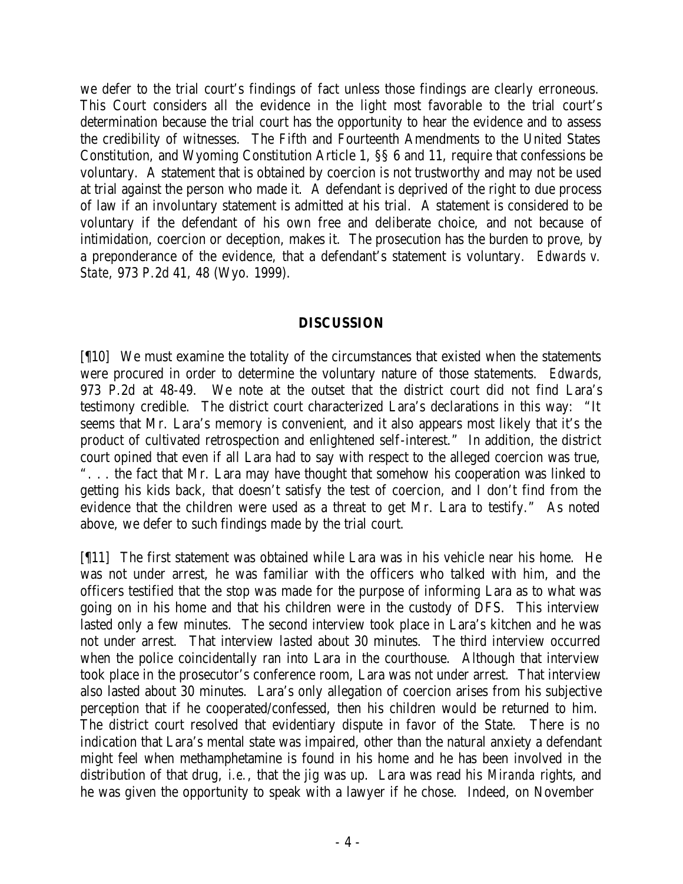we defer to the trial court's findings of fact unless those findings are clearly erroneous. This Court considers all the evidence in the light most favorable to the trial court's determination because the trial court has the opportunity to hear the evidence and to assess the credibility of witnesses. The Fifth and Fourteenth Amendments to the United States Constitution, and Wyoming Constitution Article 1, §§ 6 and 11, require that confessions be voluntary. A statement that is obtained by coercion is not trustworthy and may not be used at trial against the person who made it. A defendant is deprived of the right to due process of law if an involuntary statement is admitted at his trial. A statement is considered to be voluntary if the defendant of his own free and deliberate choice, and not because of intimidation, coercion or deception, makes it. The prosecution has the burden to prove, by a preponderance of the evidence, that a defendant's statement is voluntary. *Edwards v. State*, 973 P.2d 41, 48 (Wyo. 1999).

## DISCUSSION

[¶10] We must examine the totality of the circumstances that existed when the statements were procured in order to determine the voluntary nature of those statements. *Edwards*, 973 P.2d at 48-49. We note at the outset that the district court did not find Lara's testimony credible. The district court characterized Lara's declarations in this way: "It seems that Mr. Lara's memory is convenient, and it also appears most likely that it's the product of cultivated retrospection and enlightened self-interest." In addition, the district court opined that even if all Lara had to say with respect to the alleged coercion was true, ". . . the fact that Mr. Lara may have thought that somehow his cooperation was linked to getting his kids back, that doesn't satisfy the test of coercion, and I don't find from the evidence that the children were used as a threat to get Mr. Lara to testify." As noted above, we defer to such findings made by the trial court.

[¶11] The first statement was obtained while Lara was in his vehicle near his home. He was not under arrest, he was familiar with the officers who talked with him, and the officers testified that the stop was made for the purpose of informing Lara as to what was going on in his home and that his children were in the custody of DFS. This interview lasted only a few minutes. The second interview took place in Lara's kitchen and he was not under arrest. That interview lasted about 30 minutes. The third interview occurred when the police coincidentally ran into Lara in the courthouse. Although that interview took place in the prosecutor's conference room, Lara was not under arrest. That interview also lasted about 30 minutes. Lara's only allegation of coercion arises from his subjective perception that if he cooperated/confessed, then his children would be returned to him. The district court resolved that evidentiary dispute in favor of the State. There is no indication that Lara's mental state was impaired, other than the natural anxiety a defendant might feel when methamphetamine is found in his home and he has been involved in the distribution of that drug, *i.e.*, that the jig was up. Lara was read his *Miranda* rights, and he was given the opportunity to speak with a lawyer if he chose. Indeed, on November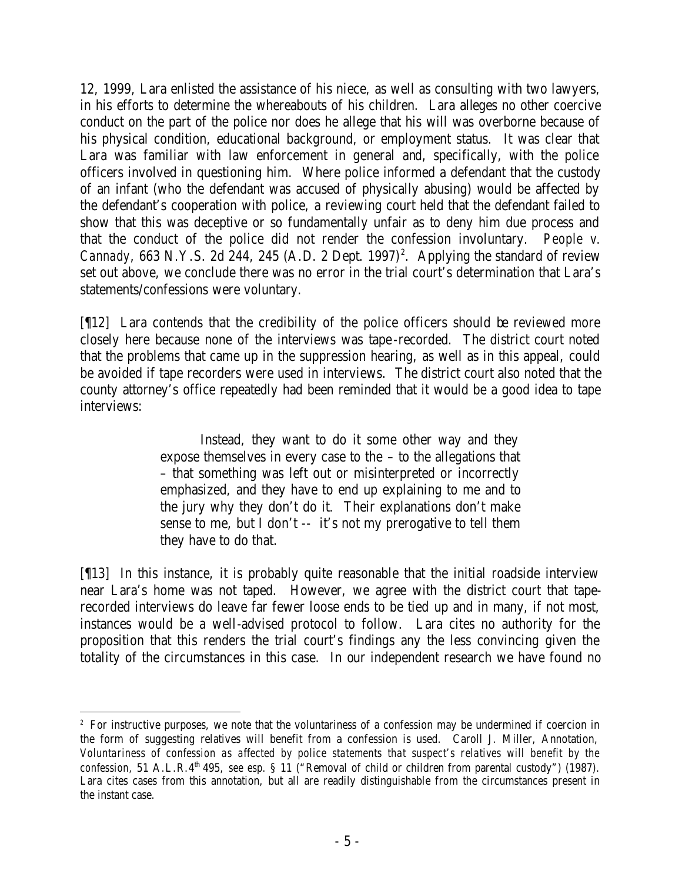12, 1999, Lara enlisted the assistance of his niece, as well as consulting with two lawyers, in his efforts to determine the whereabouts of his children. Lara alleges no other coercive conduct on the part of the police nor does he allege that his will was overborne because of his physical condition, educational background, or employment status. It was clear that Lara was familiar with law enforcement in general and, specifically, with the police officers involved in questioning him. Where police informed a defendant that the custody of an infant (who the defendant was accused of physically abusing) would be affected by the defendant's cooperation with police, a reviewing court held that the defendant failed to show that this was deceptive or so fundamentally unfair as to deny him due process and that the conduct of the police did not render the confession involuntary. *People v. Cannady*, 663 N.Y.S. 2d 244, 245 (A.D. 2 Dept. 1997)[2]. Applying the standard of review set out above, we conclude there was no error in the trial court's determination that Lara's statements/confessions were voluntary.

[¶12] Lara contends that the credibility of the police officers should be reviewed more closely here because none of the interviews was tape-recorded. The district court noted that the problems that came up in the suppression hearing, as well as in this appeal, could be avoided if tape recorders were used in interviews. The district court also noted that the county attorney's office repeatedly had been reminded that it would be a good idea to tape interviews:

> Instead, they want to do it some other way and they expose themselves in every case to the – to the allegations that – that something was left out or misinterpreted or incorrectly emphasized, and they have to end up explaining to me and to the jury why they don't do it. Their explanations don't make sense to me, but I don't -- it's not my prerogative to tell them they have to do that.

[¶13] In this instance, it is probably quite reasonable that the initial roadside interview near Lara's home was not taped. However, we agree with the district court that tape-recorded interviews do leave far fewer loose ends to be tied up and in many, if not most, instances would be a well-advised protocol to follow. Lara cites no authority for the proposition that this renders the trial court's findings any the less convincing given the totality of the circumstances in this case. In our independent research we have found no

---

[2] For instructive purposes, we note that the voluntariness of a confession may be undermined if coercion in the form of suggesting relatives will benefit from a confession is used. Caroll J. Miller, Annotation, *Voluntariness of confession as affected by police statements that suspect's relatives will benefit by the confession*, 51 A.L.R.4th 495, *see esp.* § 11 ("Removal of child or children from parental custody") (1987). Lara cites cases from this annotation, but all are readily distinguishable from the circumstances present in the instant case.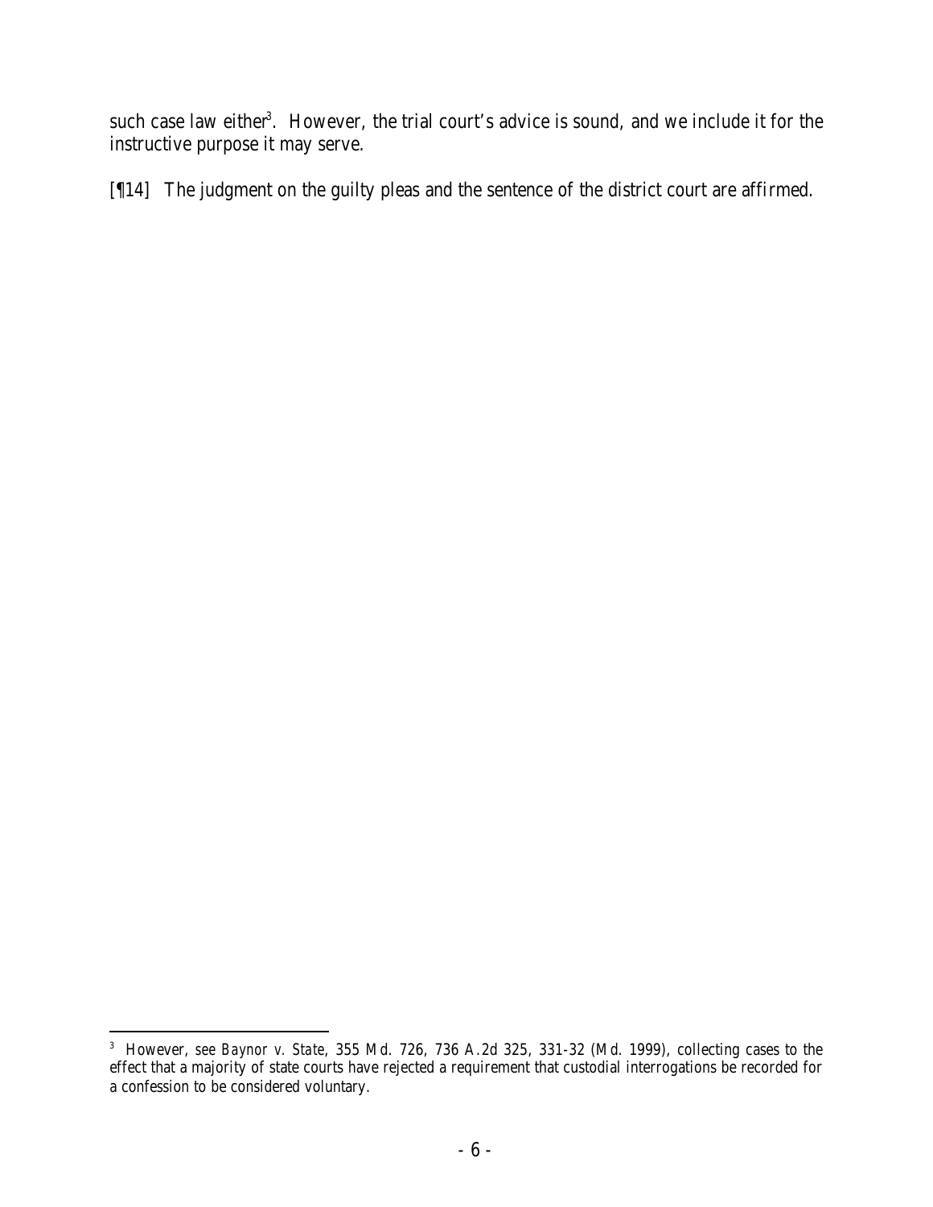such case law either[3]. However, the trial court's advice is sound, and we include it for the instructive purpose it may serve.

[¶14] The judgment on the guilty pleas and the sentence of the district court are affirmed.

---

[3] However, *see* *Baynor v. State*, 355 Md. 726, 736 A.2d 325, 331-32 (Md. 1999), collecting cases to the effect that a majority of state courts have rejected a requirement that custodial interrogations be recorded for a confession to be considered voluntary.